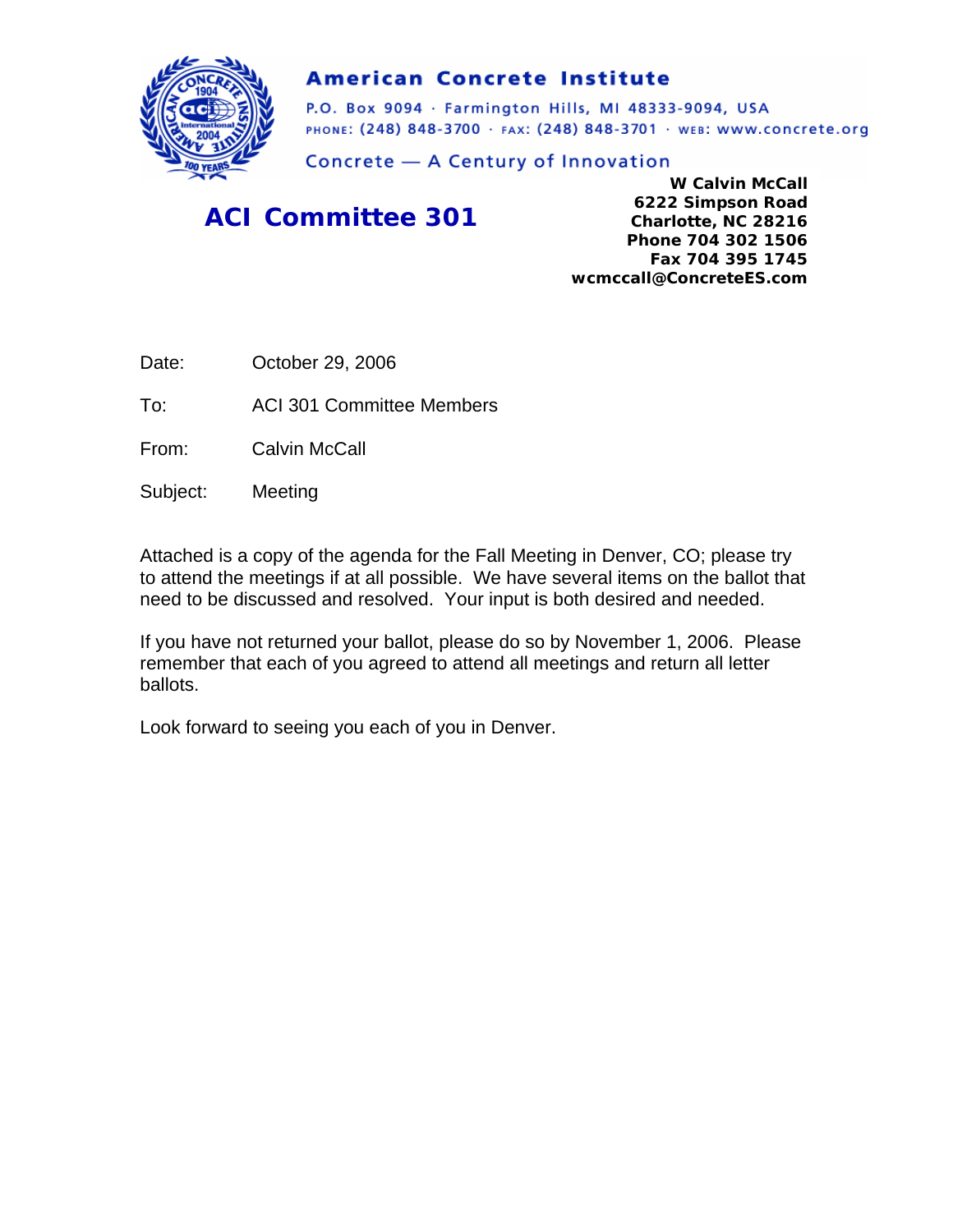**American Concrete Institute**

P.O. Box 9094 · Farmington Hills, MI 48333-9094, USA
PHONE: (248) 848-3700 · FAX: (248) 848-3701 · WEB: www.concrete.org

Concrete — A Century of Innovation

## ACI Committee 301

**W Calvin McCall**
**6222 Simpson Road**
**Charlotte, NC 28216**
**Phone 704 302 1506**
**Fax 704 395 1745**
**wcmccall@ConcreteES.com**

Date: October 29, 2006

To: ACI 301 Committee Members

From: Calvin McCall

Subject: Meeting

Attached is a copy of the agenda for the Fall Meeting in Denver, CO; please try to attend the meetings if at all possible. We have several items on the ballot that need to be discussed and resolved. Your input is both desired and needed.

If you have not returned your ballot, please do so by November 1, 2006. Please remember that each of you agreed to attend all meetings and return all letter ballots.

Look forward to seeing you each of you in Denver.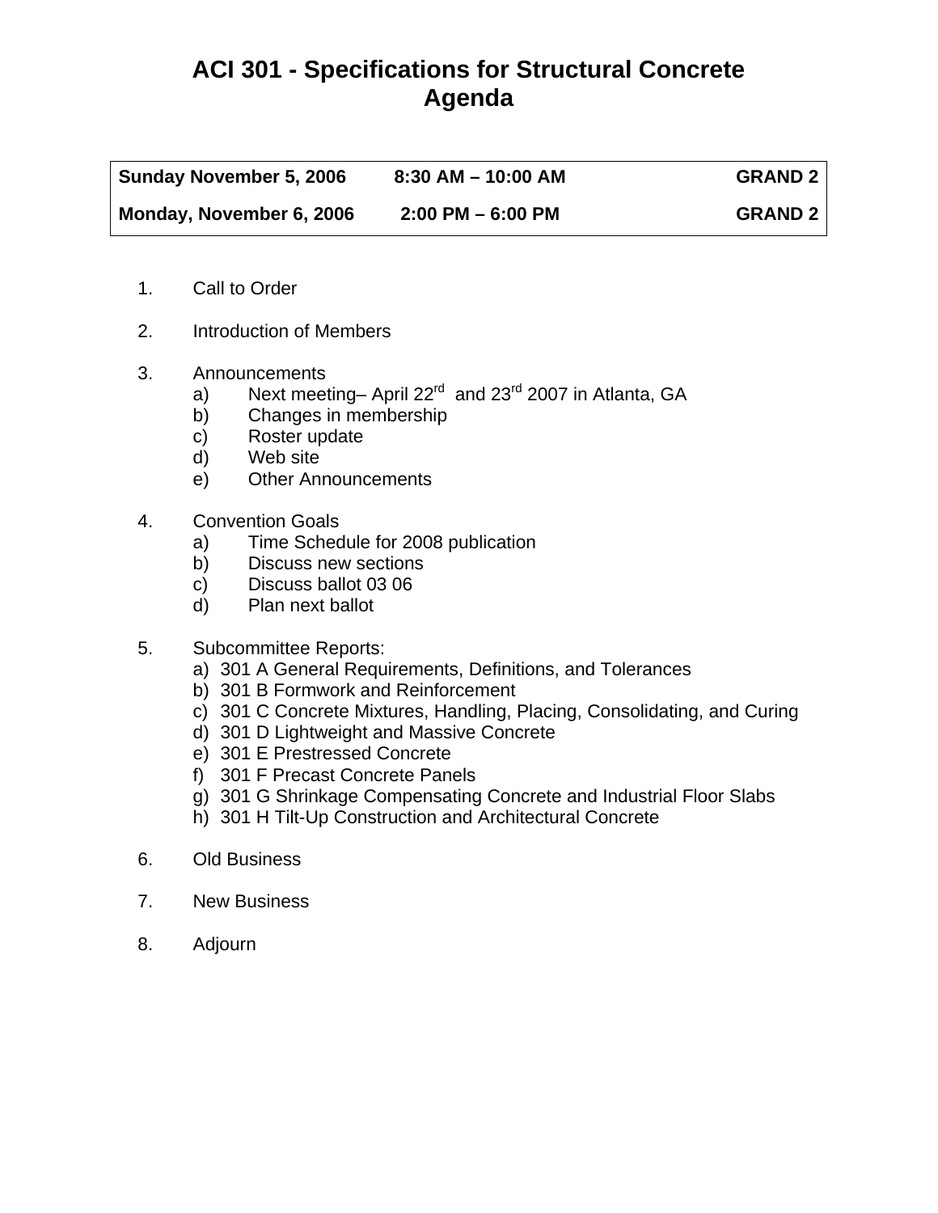# ACI 301 - Specifications for Structural Concrete Agenda

| **Sunday November 5, 2006** | **8:30 AM – 10:00 AM** | **GRAND 2** |
|---|---|---|
| **Monday, November 6, 2006** | **2:00 PM – 6:00 PM** | **GRAND 2** |

1. Call to Order
2. Introduction of Members
3. Announcements
   - a) Next meeting– April 22rd and 23rd 2007 in Atlanta, GA
   - b) Changes in membership
   - c) Roster update
   - d) Web site
   - e) Other Announcements
4. Convention Goals
   - a) Time Schedule for 2008 publication
   - b) Discuss new sections
   - c) Discuss ballot 03 06
   - d) Plan next ballot
5. Subcommittee Reports:
   - a) 301 A General Requirements, Definitions, and Tolerances
   - b) 301 B Formwork and Reinforcement
   - c) 301 C Concrete Mixtures, Handling, Placing, Consolidating, and Curing
   - d) 301 D Lightweight and Massive Concrete
   - e) 301 E Prestressed Concrete
   - f) 301 F Precast Concrete Panels
   - g) 301 G Shrinkage Compensating Concrete and Industrial Floor Slabs
   - h) 301 H Tilt-Up Construction and Architectural Concrete
6. Old Business
7. New Business
8. Adjourn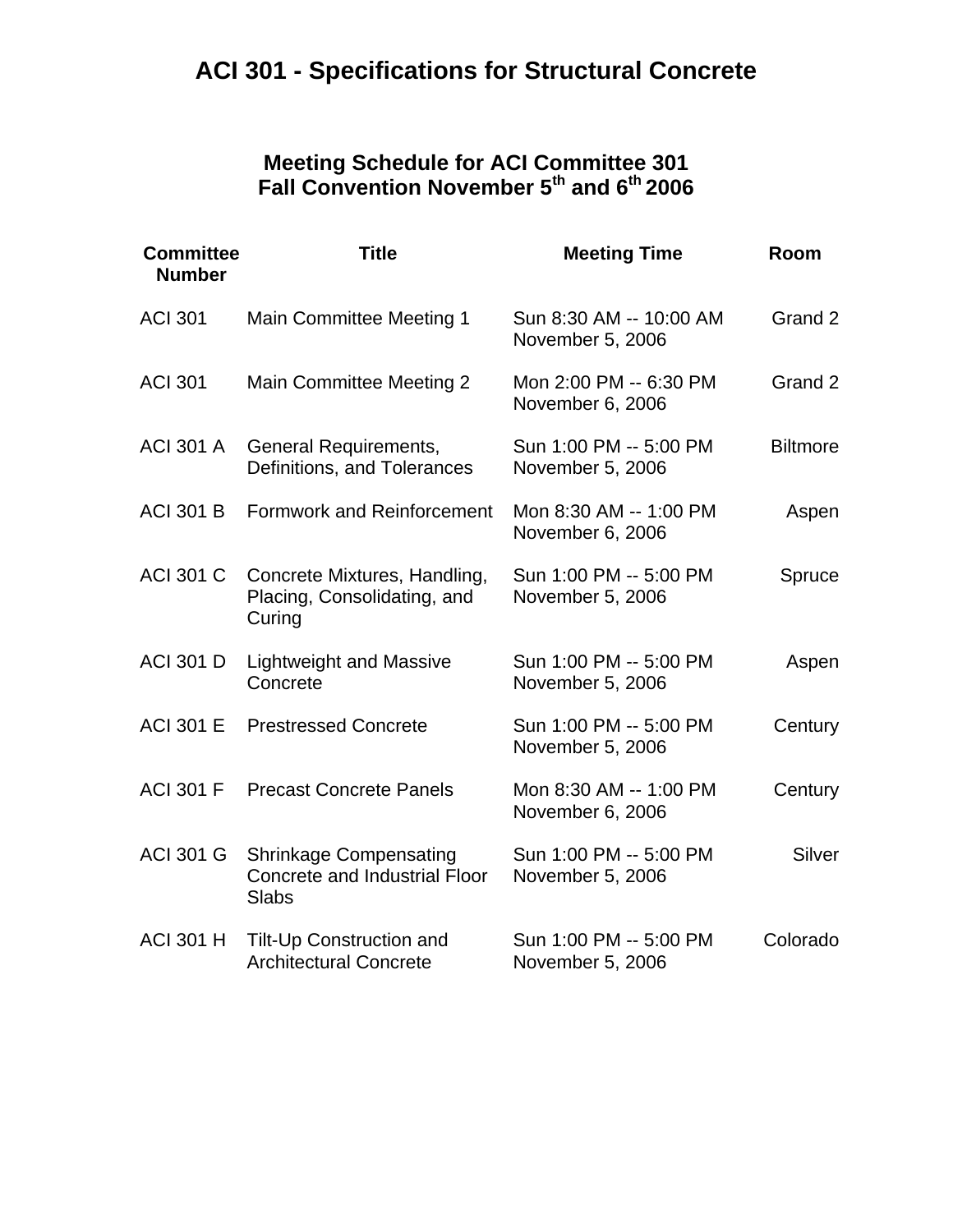# ACI 301 - Specifications for Structural Concrete

## Meeting Schedule for ACI Committee 301
## Fall Convention November 5th and 6th 2006

| Committee Number | Title | Meeting Time | Room |
|---|---|---|---|
| ACI 301 | Main Committee Meeting 1 | Sun 8:30 AM -- 10:00 AM November 5, 2006 | Grand 2 |
| ACI 301 | Main Committee Meeting 2 | Mon 2:00 PM -- 6:30 PM November 6, 2006 | Grand 2 |
| ACI 301 A | General Requirements, Definitions, and Tolerances | Sun 1:00 PM -- 5:00 PM November 5, 2006 | Biltmore |
| ACI 301 B | Formwork and Reinforcement | Mon 8:30 AM -- 1:00 PM November 6, 2006 | Aspen |
| ACI 301 C | Concrete Mixtures, Handling, Placing, Consolidating, and Curing | Sun 1:00 PM -- 5:00 PM November 5, 2006 | Spruce |
| ACI 301 D | Lightweight and Massive Concrete | Sun 1:00 PM -- 5:00 PM November 5, 2006 | Aspen |
| ACI 301 E | Prestressed Concrete | Sun 1:00 PM -- 5:00 PM November 5, 2006 | Century |
| ACI 301 F | Precast Concrete Panels | Mon 8:30 AM -- 1:00 PM November 6, 2006 | Century |
| ACI 301 G | Shrinkage Compensating Concrete and Industrial Floor Slabs | Sun 1:00 PM -- 5:00 PM November 5, 2006 | Silver |
| ACI 301 H | Tilt-Up Construction and Architectural Concrete | Sun 1:00 PM -- 5:00 PM November 5, 2006 | Colorado |